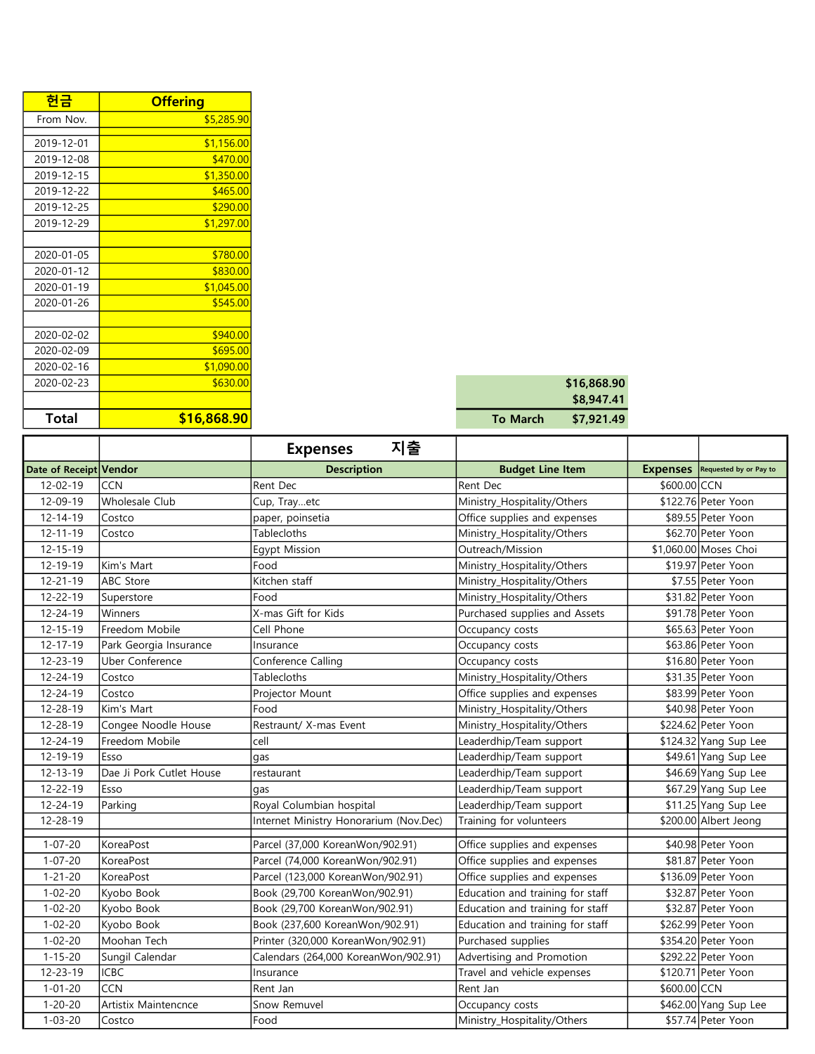| 헌금 | Offering |
|---|---|
| From Nov. | $5,285.90 |
| | |
| 2019-12-01 | $1,156.00 |
| 2019-12-08 | $470.00 |
| 2019-12-15 | $1,350.00 |
| 2019-12-22 | $465.00 |
| 2019-12-25 | $290.00 |
| 2019-12-29 | $1,297.00 |
| | |
| 2020-01-05 | $780.00 |
| 2020-01-12 | $830.00 |
| 2020-01-19 | $1,045.00 |
| 2020-01-26 | $545.00 |
| | |
| 2020-02-02 | $940.00 |
| 2020-02-09 | $695.00 |
| 2020-02-16 | $1,090.00 |
| 2020-02-23 | $630.00 |
| | |
| **Total** | **$16,868.90** |

| | |
|---|---|
| | **$16,868.90** |
| | **$8,947.41** |
| **To March** | **$7,921.49** |

| | | **Expenses 지출** | | | |
|---|---|---|---|---|---|
| **Date of Receipt** | **Vendor** | **Description** | **Budget Line Item** | **Expenses** | **Requested by or Pay to** |
| 12-02-19 | CCN | Rent Dec | Rent Dec | $600.00 | CCN |
| 12-09-19 | Wholesale Club | Cup, Tray...etc | Ministry_Hospitality/Others | $122.76 | Peter Yoon |
| 12-14-19 | Costco | paper, poinsetia | Office supplies and expenses | $89.55 | Peter Yoon |
| 12-11-19 | Costco | Tablecloths | Ministry_Hospitality/Others | $62.70 | Peter Yoon |
| 12-15-19 | | Egypt Mission | Outreach/Mission | $1,060.00 | Moses Choi |
| 12-19-19 | Kim's Mart | Food | Ministry_Hospitality/Others | $19.97 | Peter Yoon |
| 12-21-19 | ABC Store | Kitchen staff | Ministry_Hospitality/Others | $7.55 | Peter Yoon |
| 12-22-19 | Superstore | Food | Ministry_Hospitality/Others | $31.82 | Peter Yoon |
| 12-24-19 | Winners | X-mas Gift for Kids | Purchased supplies and Assets | $91.78 | Peter Yoon |
| 12-15-19 | Freedom Mobile | Cell Phone | Occupancy costs | $65.63 | Peter Yoon |
| 12-17-19 | Park Georgia Insurance | Insurance | Occupancy costs | $63.86 | Peter Yoon |
| 12-23-19 | Uber Conference | Conference Calling | Occupancy costs | $16.80 | Peter Yoon |
| 12-24-19 | Costco | Tablecloths | Ministry_Hospitality/Others | $31.35 | Peter Yoon |
| 12-24-19 | Costco | Projector Mount | Office supplies and expenses | $83.99 | Peter Yoon |
| 12-28-19 | Kim's Mart | Food | Ministry_Hospitality/Others | $40.98 | Peter Yoon |
| 12-28-19 | Congee Noodle House | Restraunt/ X-mas Event | Ministry_Hospitality/Others | $224.62 | Peter Yoon |
| 12-24-19 | Freedom Mobile | cell | Leaderdhip/Team support | $124.32 | Yang Sup Lee |
| 12-19-19 | Esso | gas | Leaderdhip/Team support | $49.61 | Yang Sup Lee |
| 12-13-19 | Dae Ji Pork Cutlet House | restaurant | Leaderdhip/Team support | $46.69 | Yang Sup Lee |
| 12-22-19 | Esso | gas | Leaderdhip/Team support | $67.29 | Yang Sup Lee |
| 12-24-19 | Parking | Royal Columbian hospital | Leaderdhip/Team support | $11.25 | Yang Sup Lee |
| 12-28-19 | | Internet Ministry Honorarium (Nov.Dec) | Training for volunteers | $200.00 | Albert Jeong |
| | | | | | |
| 1-07-20 | KoreaPost | Parcel (37,000 KoreanWon/902.91) | Office supplies and expenses | $40.98 | Peter Yoon |
| 1-07-20 | KoreaPost | Parcel (74,000 KoreanWon/902.91) | Office supplies and expenses | $81.87 | Peter Yoon |
| 1-21-20 | KoreaPost | Parcel (123,000 KoreanWon/902.91) | Office supplies and expenses | $136.09 | Peter Yoon |
| 1-02-20 | Kyobo Book | Book (29,700 KoreanWon/902.91) | Education and training for staff | $32.87 | Peter Yoon |
| 1-02-20 | Kyobo Book | Book (29,700 KoreanWon/902.91) | Education and training for staff | $32.87 | Peter Yoon |
| 1-02-20 | Kyobo Book | Book (237,600 KoreanWon/902.91) | Education and training for staff | $262.99 | Peter Yoon |
| 1-02-20 | Moohan Tech | Printer (320,000 KoreanWon/902.91) | Purchased supplies | $354.20 | Peter Yoon |
| 1-15-20 | Sungil Calendar | Calendars (264,000 KoreanWon/902.91) | Advertising and Promotion | $292.22 | Peter Yoon |
| 12-23-19 | ICBC | Insurance | Travel and vehicle expenses | $120.71 | Peter Yoon |
| 1-01-20 | CCN | Rent Jan | Rent Jan | $600.00 | CCN |
| 1-20-20 | Artistix Maintencnce | Snow Remuvel | Occupancy costs | $462.00 | Yang Sup Lee |
| 1-03-20 | Costco | Food | Ministry_Hospitality/Others | $57.74 | Peter Yoon |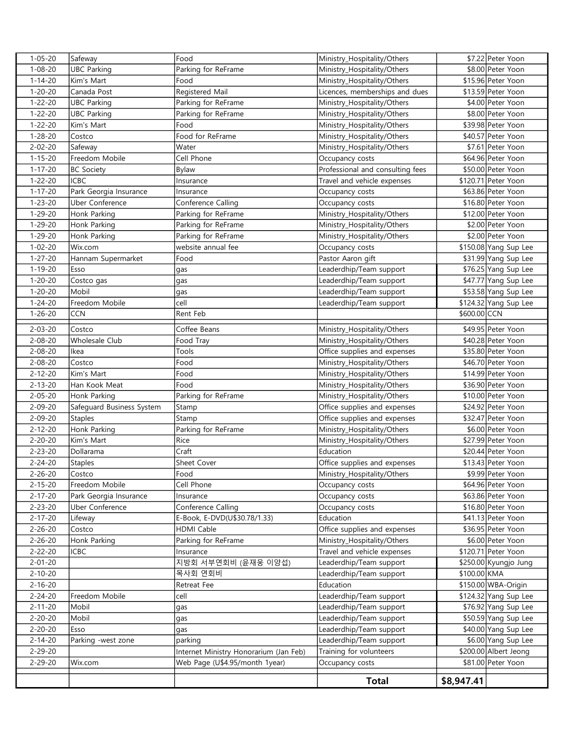| | | | | | |
|---|---|---|---|---|---|
| 1-05-20 | Safeway | Food | Ministry_Hospitality/Others | $7.22 | Peter Yoon |
| 1-08-20 | UBC Parking | Parking for ReFrame | Ministry_Hospitality/Others | $8.00 | Peter Yoon |
| 1-14-20 | Kim's Mart | Food | Ministry_Hospitality/Others | $15.96 | Peter Yoon |
| 1-20-20 | Canada Post | Registered Mail | Licences, memberships and dues | $13.59 | Peter Yoon |
| 1-22-20 | UBC Parking | Parking for ReFrame | Ministry_Hospitality/Others | $4.00 | Peter Yoon |
| 1-22-20 | UBC Parking | Parking for ReFrame | Ministry_Hospitality/Others | $8.00 | Peter Yoon |
| 1-22-20 | Kim's Mart | Food | Ministry_Hospitality/Others | $39.98 | Peter Yoon |
| 1-28-20 | Costco | Food for ReFrame | Ministry_Hospitality/Others | $40.57 | Peter Yoon |
| 2-02-20 | Safeway | Water | Ministry_Hospitality/Others | $7.61 | Peter Yoon |
| 1-15-20 | Freedom Mobile | Cell Phone | Occupancy costs | $64.96 | Peter Yoon |
| 1-17-20 | BC Society | Bylaw | Professional and consulting fees | $50.00 | Peter Yoon |
| 1-22-20 | ICBC | Insurance | Travel and vehicle expenses | $120.71 | Peter Yoon |
| 1-17-20 | Park Georgia Insurance | Insurance | Occupancy costs | $63.86 | Peter Yoon |
| 1-23-20 | Uber Conference | Conference Calling | Occupancy costs | $16.80 | Peter Yoon |
| 1-29-20 | Honk Parking | Parking for ReFrame | Ministry_Hospitality/Others | $12.00 | Peter Yoon |
| 1-29-20 | Honk Parking | Parking for ReFrame | Ministry_Hospitality/Others | $2.00 | Peter Yoon |
| 1-29-20 | Honk Parking | Parking for ReFrame | Ministry_Hospitality/Others | $2.00 | Peter Yoon |
| 1-02-20 | Wix.com | website annual fee | Occupancy costs | $150.08 | Yang Sup Lee |
| 1-27-20 | Hannam Supermarket | Food | Pastor Aaron gift | $31.99 | Yang Sup Lee |
| 1-19-20 | Esso | gas | Leaderdhip/Team support | $76.25 | Yang Sup Lee |
| 1-20-20 | Costco gas | gas | Leaderdhip/Team support | $47.77 | Yang Sup Lee |
| 1-20-20 | Mobil | gas | Leaderdhip/Team support | $53.58 | Yang Sup Lee |
| 1-24-20 | Freedom Mobile | cell | Leaderdhip/Team support | $124.32 | Yang Sup Lee |
| 1-26-20 | CCN | Rent Feb | | $600.00 | CCN |
| | | | | | |
| 2-03-20 | Costco | Coffee Beans | Ministry_Hospitality/Others | $49.95 | Peter Yoon |
| 2-08-20 | Wholesale Club | Food Tray | Ministry_Hospitality/Others | $40.28 | Peter Yoon |
| 2-08-20 | Ikea | Tools | Office supplies and expenses | $35.80 | Peter Yoon |
| 2-08-20 | Costco | Food | Ministry_Hospitality/Others | $46.70 | Peter Yoon |
| 2-12-20 | Kim's Mart | Food | Ministry_Hospitality/Others | $14.99 | Peter Yoon |
| 2-13-20 | Han Kook Meat | Food | Ministry_Hospitality/Others | $36.90 | Peter Yoon |
| 2-05-20 | Honk Parking | Parking for ReFrame | Ministry_Hospitality/Others | $10.00 | Peter Yoon |
| 2-09-20 | Safeguard Business System | Stamp | Office supplies and expenses | $24.92 | Peter Yoon |
| 2-09-20 | Staples | Stamp | Office supplies and expenses | $32.47 | Peter Yoon |
| 2-12-20 | Honk Parking | Parking for ReFrame | Ministry_Hospitality/Others | $6.00 | Peter Yoon |
| 2-20-20 | Kim's Mart | Rice | Ministry_Hospitality/Others | $27.99 | Peter Yoon |
| 2-23-20 | Dollarama | Craft | Education | $20.44 | Peter Yoon |
| 2-24-20 | Staples | Sheet Cover | Office supplies and expenses | $13.43 | Peter Yoon |
| 2-26-20 | Costco | Food | Ministry_Hospitality/Others | $9.99 | Peter Yoon |
| 2-15-20 | Freedom Mobile | Cell Phone | Occupancy costs | $64.96 | Peter Yoon |
| 2-17-20 | Park Georgia Insurance | Insurance | Occupancy costs | $63.86 | Peter Yoon |
| 2-23-20 | Uber Conference | Conference Calling | Occupancy costs | $16.80 | Peter Yoon |
| 2-17-20 | Lifeway | E-Book, E-DVD(U$30.78/1.33) | Education | $41.13 | Peter Yoon |
| 2-26-20 | Costco | HDMI Cable | Office supplies and expenses | $36.95 | Peter Yoon |
| 2-26-20 | Honk Parking | Parking for ReFrame | Ministry_Hospitality/Others | $6.00 | Peter Yoon |
| 2-22-20 | ICBC | Insurance | Travel and vehicle expenses | $120.71 | Peter Yoon |
| 2-01-20 | | 지방회 서부연회비 (윤재웅 이양섭) | Leaderdhip/Team support | $250.00 | Kyungjo Jung |
| 2-10-20 | | 목사회 연회비 | Leaderdhip/Team support | $100.00 | KMA |
| 2-16-20 | | Retreat Fee | Education | $150.00 | WBA-Origin |
| 2-24-20 | Freedom Mobile | cell | Leaderdhip/Team support | $124.32 | Yang Sup Lee |
| 2-11-20 | Mobil | gas | Leaderdhip/Team support | $76.92 | Yang Sup Lee |
| 2-20-20 | Mobil | gas | Leaderdhip/Team support | $50.59 | Yang Sup Lee |
| 2-20-20 | Esso | gas | Leaderdhip/Team support | $40.00 | Yang Sup Lee |
| 2-14-20 | Parking -west zone | parking | Leaderdhip/Team support | $6.00 | Yang Sup Lee |
| 2-29-20 | | Internet Ministry Honorarium (Jan Feb) | Training for volunteers | $200.00 | Albert Jeong |
| 2-29-20 | Wix.com | Web Page (U$4.95/month 1year) | Occupancy costs | $81.00 | Peter Yoon |
| | | | | | |
| | | | **Total** | **$8,947.41** | |